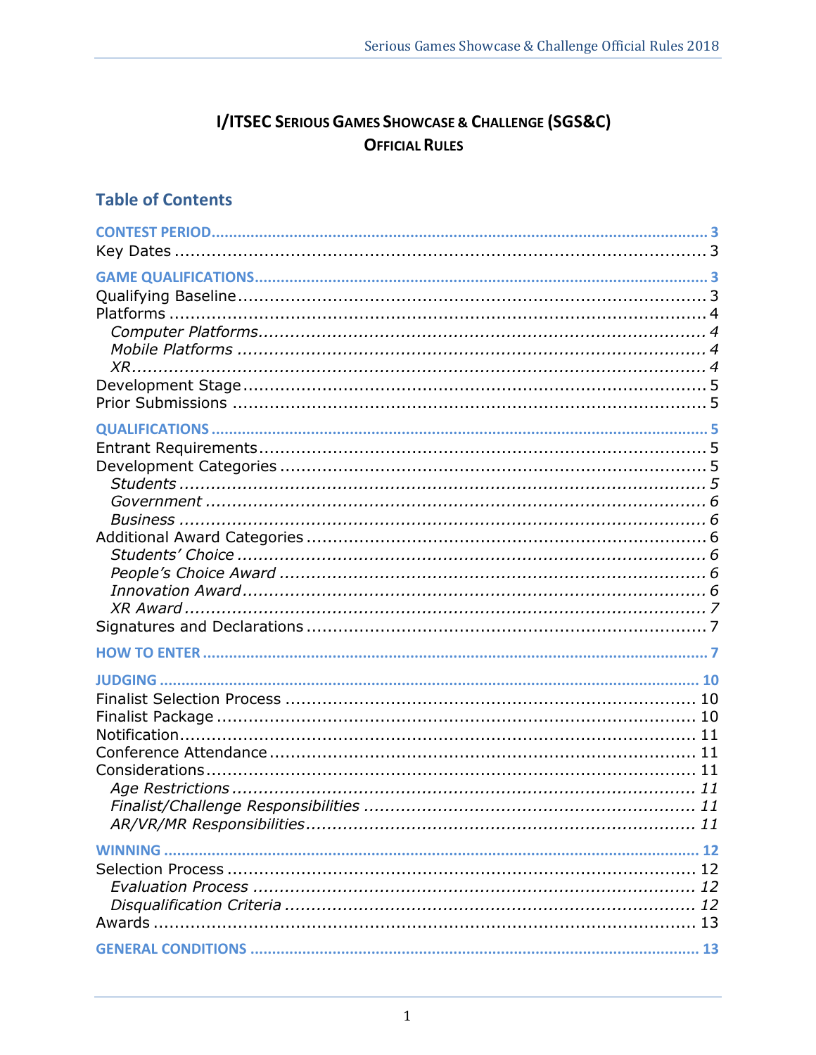# I/ITSEC Serious Games Showcase & Challenge (SGS&C)
## Official Rules

## Table of Contents

**CONTEST PERIOD** ........ 3
Key Dates ........ 3

**GAME QUALIFICATIONS** ........ 3
Qualifying Baseline ........ 3
Platforms ........ 4
*Computer Platforms* ........ 4
*Mobile Platforms* ........ 4
*XR* ........ 4
Development Stage ........ 5
Prior Submissions ........ 5

**QUALIFICATIONS** ........ 5
Entrant Requirements ........ 5
Development Categories ........ 5
*Students* ........ 5
*Government* ........ 6
*Business* ........ 6
Additional Award Categories ........ 6
*Students' Choice* ........ 6
*People's Choice Award* ........ 6
*Innovation Award* ........ 6
*XR Award* ........ 7
Signatures and Declarations ........ 7

**HOW TO ENTER** ........ 7

**JUDGING** ........ 10
Finalist Selection Process ........ 10
Finalist Package ........ 10
Notification ........ 11
Conference Attendance ........ 11
Considerations ........ 11
*Age Restrictions* ........ 11
*Finalist/Challenge Responsibilities* ........ 11
*AR/VR/MR Responsibilities* ........ 11

**WINNING** ........ 12
Selection Process ........ 12
*Evaluation Process* ........ 12
*Disqualification Criteria* ........ 12
Awards ........ 13

**GENERAL CONDITIONS** ........ 13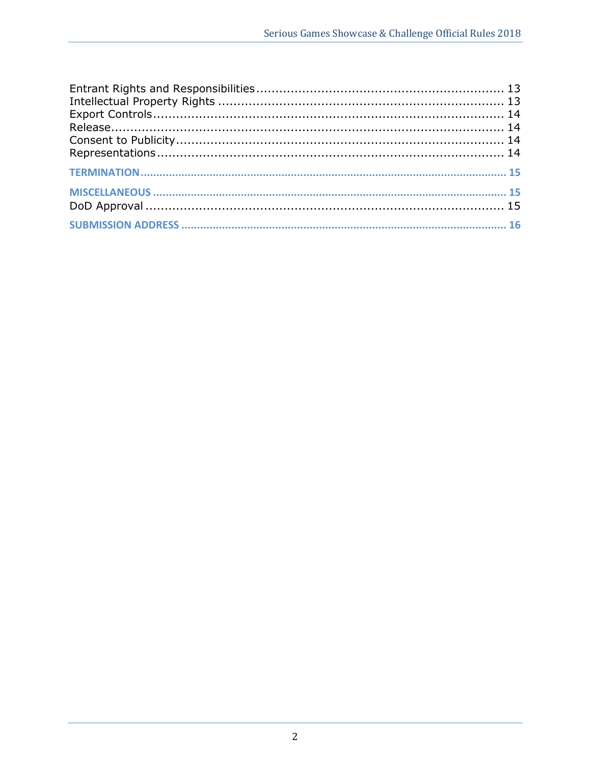Entrant Rights and Responsibilities ........................................................ 13
Intellectual Property Rights ....................................................................... 13
Export Controls ........................................................................................... 14
Release ........................................................................................................ 14
Consent to Publicity .................................................................................... 14
Representations ........................................................................................... 14

**TERMINATION** ............................................................................................ 15

**MISCELLANEOUS** ........................................................................................ 15
DoD Approval ................................................................................................ 15

**SUBMISSION ADDRESS** ............................................................................... 16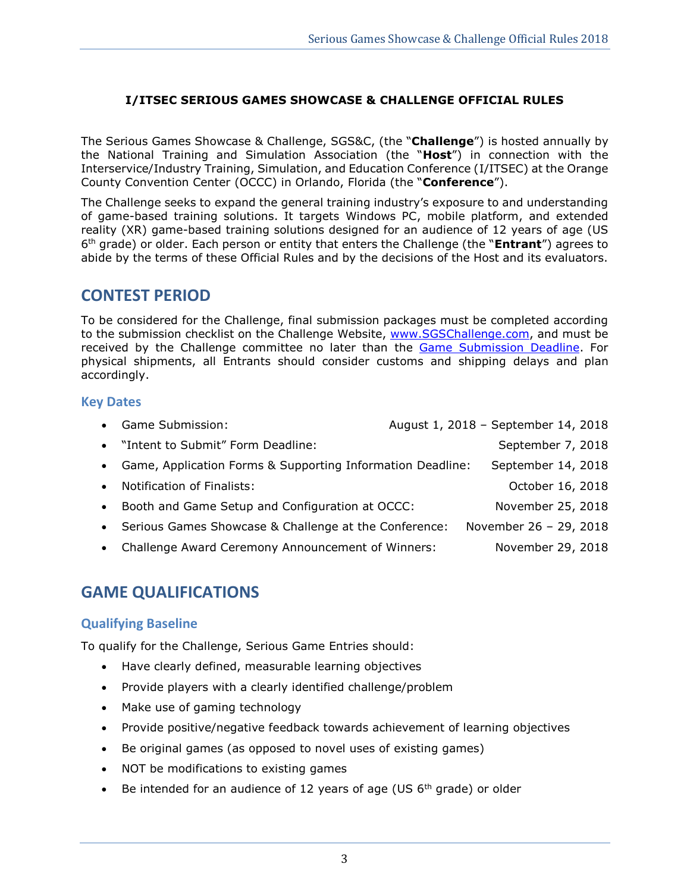**I/ITSEC SERIOUS GAMES SHOWCASE & CHALLENGE OFFICIAL RULES**

The Serious Games Showcase & Challenge, SGS&C, (the "**Challenge**") is hosted annually by the National Training and Simulation Association (the "**Host**") in connection with the Interservice/Industry Training, Simulation, and Education Conference (I/ITSEC) at the Orange County Convention Center (OCCC) in Orlando, Florida (the "**Conference**").

The Challenge seeks to expand the general training industry's exposure to and understanding of game-based training solutions. It targets Windows PC, mobile platform, and extended reality (XR) game-based training solutions designed for an audience of 12 years of age (US 6th grade) or older. Each person or entity that enters the Challenge (the "**Entrant**") agrees to abide by the terms of these Official Rules and by the decisions of the Host and its evaluators.

# CONTEST PERIOD

To be considered for the Challenge, final submission packages must be completed according to the submission checklist on the Challenge Website, www.SGSChallenge.com, and must be received by the Challenge committee no later than the Game Submission Deadline. For physical shipments, all Entrants should consider customs and shipping delays and plan accordingly.

## Key Dates

- Game Submission: August 1, 2018 – September 14, 2018
- "Intent to Submit" Form Deadline: September 7, 2018
- Game, Application Forms & Supporting Information Deadline: September 14, 2018
- Notification of Finalists: October 16, 2018
- Booth and Game Setup and Configuration at OCCC: November 25, 2018
- Serious Games Showcase & Challenge at the Conference: November 26 – 29, 2018
- Challenge Award Ceremony Announcement of Winners: November 29, 2018

# GAME QUALIFICATIONS

## Qualifying Baseline

To qualify for the Challenge, Serious Game Entries should:

- Have clearly defined, measurable learning objectives
- Provide players with a clearly identified challenge/problem
- Make use of gaming technology
- Provide positive/negative feedback towards achievement of learning objectives
- Be original games (as opposed to novel uses of existing games)
- NOT be modifications to existing games
- Be intended for an audience of 12 years of age (US 6th grade) or older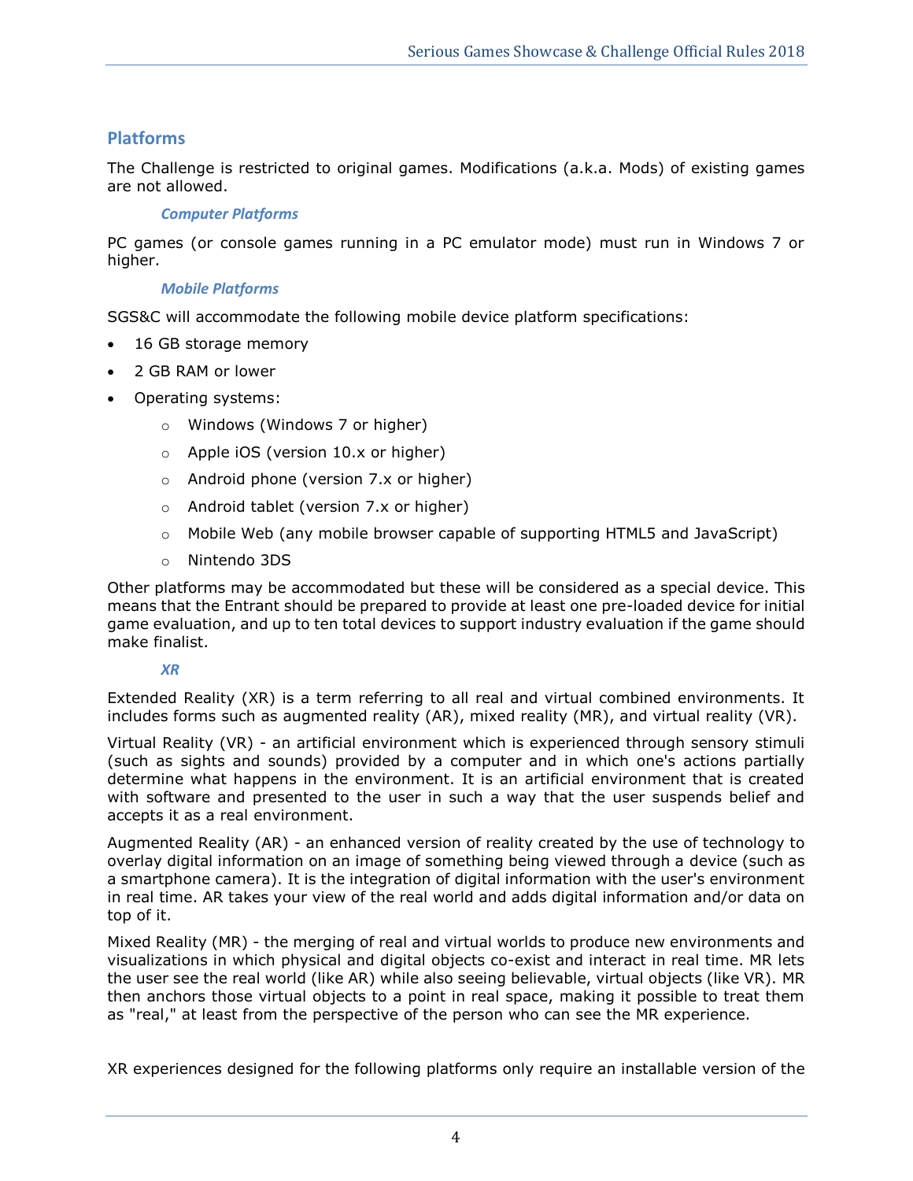## Platforms

The Challenge is restricted to original games. Modifications (a.k.a. Mods) of existing games are not allowed.

### *Computer Platforms*

PC games (or console games running in a PC emulator mode) must run in Windows 7 or higher.

### *Mobile Platforms*

SGS&C will accommodate the following mobile device platform specifications:

- 16 GB storage memory
- 2 GB RAM or lower
- Operating systems:
  - Windows (Windows 7 or higher)
  - Apple iOS (version 10.x or higher)
  - Android phone (version 7.x or higher)
  - Android tablet (version 7.x or higher)
  - Mobile Web (any mobile browser capable of supporting HTML5 and JavaScript)
  - Nintendo 3DS

Other platforms may be accommodated but these will be considered as a special device. This means that the Entrant should be prepared to provide at least one pre-loaded device for initial game evaluation, and up to ten total devices to support industry evaluation if the game should make finalist.

### *XR*

Extended Reality (XR) is a term referring to all real and virtual combined environments. It includes forms such as augmented reality (AR), mixed reality (MR), and virtual reality (VR).

Virtual Reality (VR) - an artificial environment which is experienced through sensory stimuli (such as sights and sounds) provided by a computer and in which one's actions partially determine what happens in the environment. It is an artificial environment that is created with software and presented to the user in such a way that the user suspends belief and accepts it as a real environment.

Augmented Reality (AR) - an enhanced version of reality created by the use of technology to overlay digital information on an image of something being viewed through a device (such as a smartphone camera). It is the integration of digital information with the user's environment in real time. AR takes your view of the real world and adds digital information and/or data on top of it.

Mixed Reality (MR) - the merging of real and virtual worlds to produce new environments and visualizations in which physical and digital objects co-exist and interact in real time. MR lets the user see the real world (like AR) while also seeing believable, virtual objects (like VR). MR then anchors those virtual objects to a point in real space, making it possible to treat them as "real," at least from the perspective of the person who can see the MR experience.

XR experiences designed for the following platforms only require an installable version of the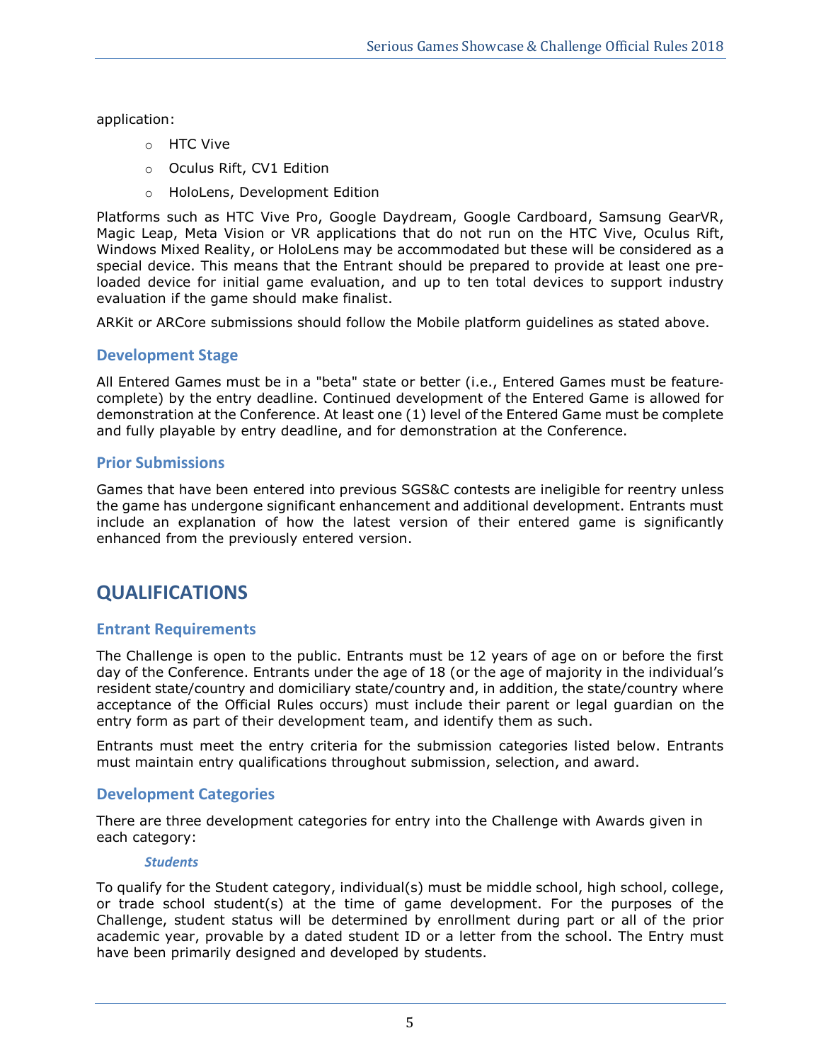application:

- HTC Vive
- Oculus Rift, CV1 Edition
- HoloLens, Development Edition

Platforms such as HTC Vive Pro, Google Daydream, Google Cardboard, Samsung GearVR, Magic Leap, Meta Vision or VR applications that do not run on the HTC Vive, Oculus Rift, Windows Mixed Reality, or HoloLens may be accommodated but these will be considered as a special device. This means that the Entrant should be prepared to provide at least one pre-loaded device for initial game evaluation, and up to ten total devices to support industry evaluation if the game should make finalist.

ARKit or ARCore submissions should follow the Mobile platform guidelines as stated above.

### Development Stage

All Entered Games must be in a "beta" state or better (i.e., Entered Games must be feature-complete) by the entry deadline. Continued development of the Entered Game is allowed for demonstration at the Conference. At least one (1) level of the Entered Game must be complete and fully playable by entry deadline, and for demonstration at the Conference.

### Prior Submissions

Games that have been entered into previous SGS&C contests are ineligible for reentry unless the game has undergone significant enhancement and additional development. Entrants must include an explanation of how the latest version of their entered game is significantly enhanced from the previously entered version.

## QUALIFICATIONS

### Entrant Requirements

The Challenge is open to the public. Entrants must be 12 years of age on or before the first day of the Conference. Entrants under the age of 18 (or the age of majority in the individual's resident state/country and domiciliary state/country and, in addition, the state/country where acceptance of the Official Rules occurs) must include their parent or legal guardian on the entry form as part of their development team, and identify them as such.

Entrants must meet the entry criteria for the submission categories listed below. Entrants must maintain entry qualifications throughout submission, selection, and award.

### Development Categories

There are three development categories for entry into the Challenge with Awards given in each category:

#### *Students*

To qualify for the Student category, individual(s) must be middle school, high school, college, or trade school student(s) at the time of game development. For the purposes of the Challenge, student status will be determined by enrollment during part or all of the prior academic year, provable by a dated student ID or a letter from the school. The Entry must have been primarily designed and developed by students.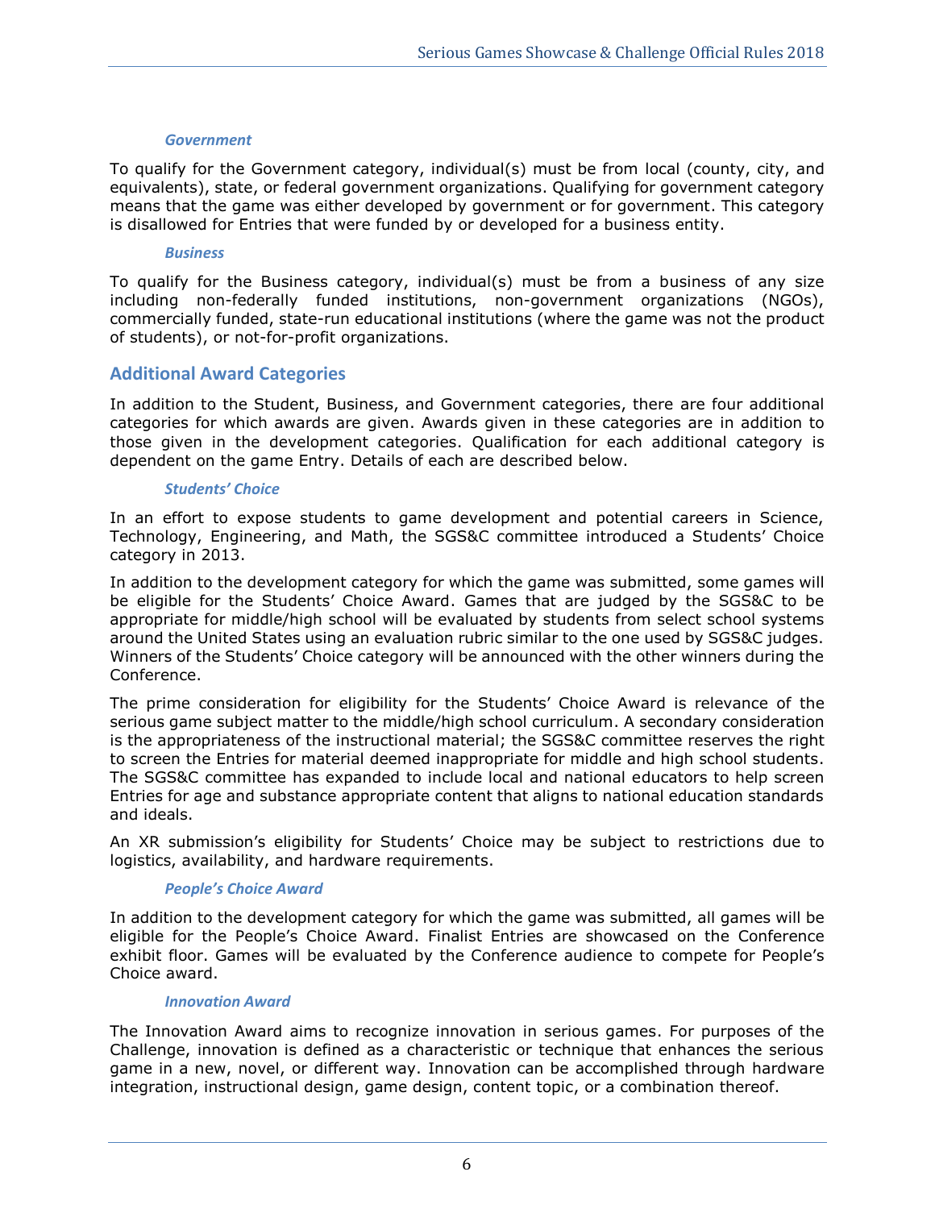#### *Government*

To qualify for the Government category, individual(s) must be from local (county, city, and equivalents), state, or federal government organizations. Qualifying for government category means that the game was either developed by government or for government. This category is disallowed for Entries that were funded by or developed for a business entity.

#### *Business*

To qualify for the Business category, individual(s) must be from a business of any size including non-federally funded institutions, non-government organizations (NGOs), commercially funded, state-run educational institutions (where the game was not the product of students), or not-for-profit organizations.

## Additional Award Categories

In addition to the Student, Business, and Government categories, there are four additional categories for which awards are given. Awards given in these categories are in addition to those given in the development categories. Qualification for each additional category is dependent on the game Entry. Details of each are described below.

#### *Students' Choice*

In an effort to expose students to game development and potential careers in Science, Technology, Engineering, and Math, the SGS&C committee introduced a Students' Choice category in 2013.

In addition to the development category for which the game was submitted, some games will be eligible for the Students' Choice Award. Games that are judged by the SGS&C to be appropriate for middle/high school will be evaluated by students from select school systems around the United States using an evaluation rubric similar to the one used by SGS&C judges. Winners of the Students' Choice category will be announced with the other winners during the Conference.

The prime consideration for eligibility for the Students' Choice Award is relevance of the serious game subject matter to the middle/high school curriculum. A secondary consideration is the appropriateness of the instructional material; the SGS&C committee reserves the right to screen the Entries for material deemed inappropriate for middle and high school students. The SGS&C committee has expanded to include local and national educators to help screen Entries for age and substance appropriate content that aligns to national education standards and ideals.

An XR submission's eligibility for Students' Choice may be subject to restrictions due to logistics, availability, and hardware requirements.

#### *People's Choice Award*

In addition to the development category for which the game was submitted, all games will be eligible for the People's Choice Award. Finalist Entries are showcased on the Conference exhibit floor. Games will be evaluated by the Conference audience to compete for People's Choice award.

#### *Innovation Award*

The Innovation Award aims to recognize innovation in serious games. For purposes of the Challenge, innovation is defined as a characteristic or technique that enhances the serious game in a new, novel, or different way. Innovation can be accomplished through hardware integration, instructional design, game design, content topic, or a combination thereof.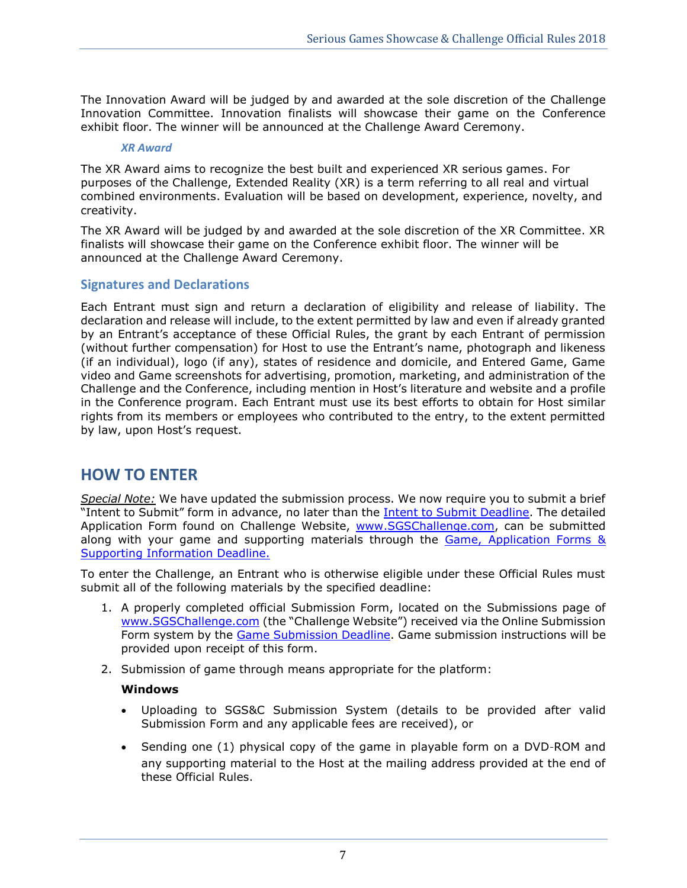The Innovation Award will be judged by and awarded at the sole discretion of the Challenge Innovation Committee. Innovation finalists will showcase their game on the Conference exhibit floor. The winner will be announced at the Challenge Award Ceremony.

#### *XR Award*

The XR Award aims to recognize the best built and experienced XR serious games. For purposes of the Challenge, Extended Reality (XR) is a term referring to all real and virtual combined environments. Evaluation will be based on development, experience, novelty, and creativity.

The XR Award will be judged by and awarded at the sole discretion of the XR Committee. XR finalists will showcase their game on the Conference exhibit floor. The winner will be announced at the Challenge Award Ceremony.

### Signatures and Declarations

Each Entrant must sign and return a declaration of eligibility and release of liability. The declaration and release will include, to the extent permitted by law and even if already granted by an Entrant's acceptance of these Official Rules, the grant by each Entrant of permission (without further compensation) for Host to use the Entrant's name, photograph and likeness (if an individual), logo (if any), states of residence and domicile, and Entered Game, Game video and Game screenshots for advertising, promotion, marketing, and administration of the Challenge and the Conference, including mention in Host's literature and website and a profile in the Conference program. Each Entrant must use its best efforts to obtain for Host similar rights from its members or employees who contributed to the entry, to the extent permitted by law, upon Host's request.

## HOW TO ENTER

*Special Note:* We have updated the submission process. We now require you to submit a brief "Intent to Submit" form in advance, no later than the Intent to Submit Deadline. The detailed Application Form found on Challenge Website, www.SGSChallenge.com, can be submitted along with your game and supporting materials through the Game, Application Forms & Supporting Information Deadline.

To enter the Challenge, an Entrant who is otherwise eligible under these Official Rules must submit all of the following materials by the specified deadline:

1. A properly completed official Submission Form, located on the Submissions page of www.SGSChallenge.com (the "Challenge Website") received via the Online Submission Form system by the Game Submission Deadline. Game submission instructions will be provided upon receipt of this form.
2. Submission of game through means appropriate for the platform:

   **Windows**

   - Uploading to SGS&C Submission System (details to be provided after valid Submission Form and any applicable fees are received), or
   - Sending one (1) physical copy of the game in playable form on a DVD-ROM and any supporting material to the Host at the mailing address provided at the end of these Official Rules.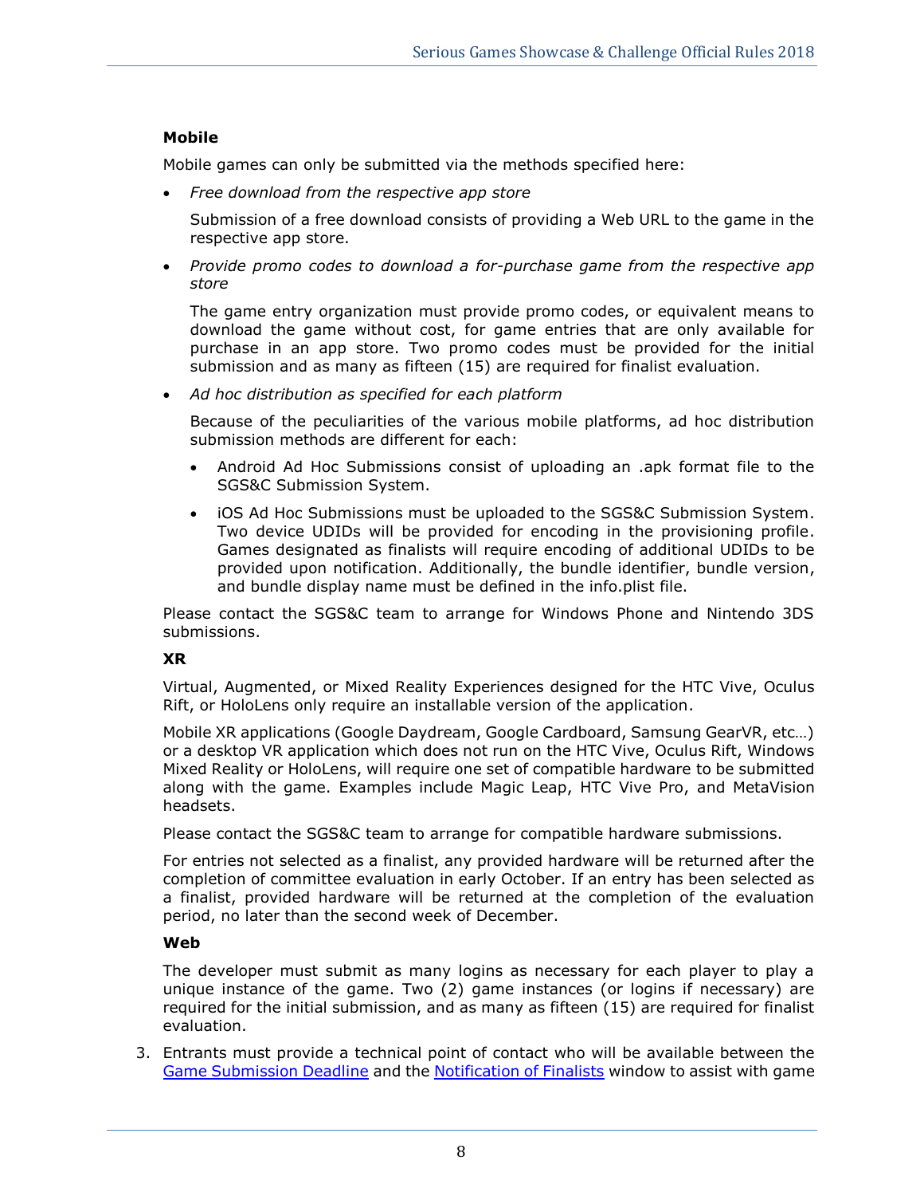**Mobile**

Mobile games can only be submitted via the methods specified here:

- *Free download from the respective app store*

  Submission of a free download consists of providing a Web URL to the game in the respective app store.

- *Provide promo codes to download a for-purchase game from the respective app store*

  The game entry organization must provide promo codes, or equivalent means to download the game without cost, for game entries that are only available for purchase in an app store. Two promo codes must be provided for the initial submission and as many as fifteen (15) are required for finalist evaluation.

- *Ad hoc distribution as specified for each platform*

  Because of the peculiarities of the various mobile platforms, ad hoc distribution submission methods are different for each:

  - Android Ad Hoc Submissions consist of uploading an .apk format file to the SGS&C Submission System.
  - iOS Ad Hoc Submissions must be uploaded to the SGS&C Submission System. Two device UDIDs will be provided for encoding in the provisioning profile. Games designated as finalists will require encoding of additional UDIDs to be provided upon notification. Additionally, the bundle identifier, bundle version, and bundle display name must be defined in the info.plist file.

Please contact the SGS&C team to arrange for Windows Phone and Nintendo 3DS submissions.

**XR**

Virtual, Augmented, or Mixed Reality Experiences designed for the HTC Vive, Oculus Rift, or HoloLens only require an installable version of the application.

Mobile XR applications (Google Daydream, Google Cardboard, Samsung GearVR, etc…) or a desktop VR application which does not run on the HTC Vive, Oculus Rift, Windows Mixed Reality or HoloLens, will require one set of compatible hardware to be submitted along with the game. Examples include Magic Leap, HTC Vive Pro, and MetaVision headsets.

Please contact the SGS&C team to arrange for compatible hardware submissions.

For entries not selected as a finalist, any provided hardware will be returned after the completion of committee evaluation in early October. If an entry has been selected as a finalist, provided hardware will be returned at the completion of the evaluation period, no later than the second week of December.

**Web**

The developer must submit as many logins as necessary for each player to play a unique instance of the game. Two (2) game instances (or logins if necessary) are required for the initial submission, and as many as fifteen (15) are required for finalist evaluation.

3. Entrants must provide a technical point of contact who will be available between the [Game Submission Deadline] and the [Notification of Finalists] window to assist with game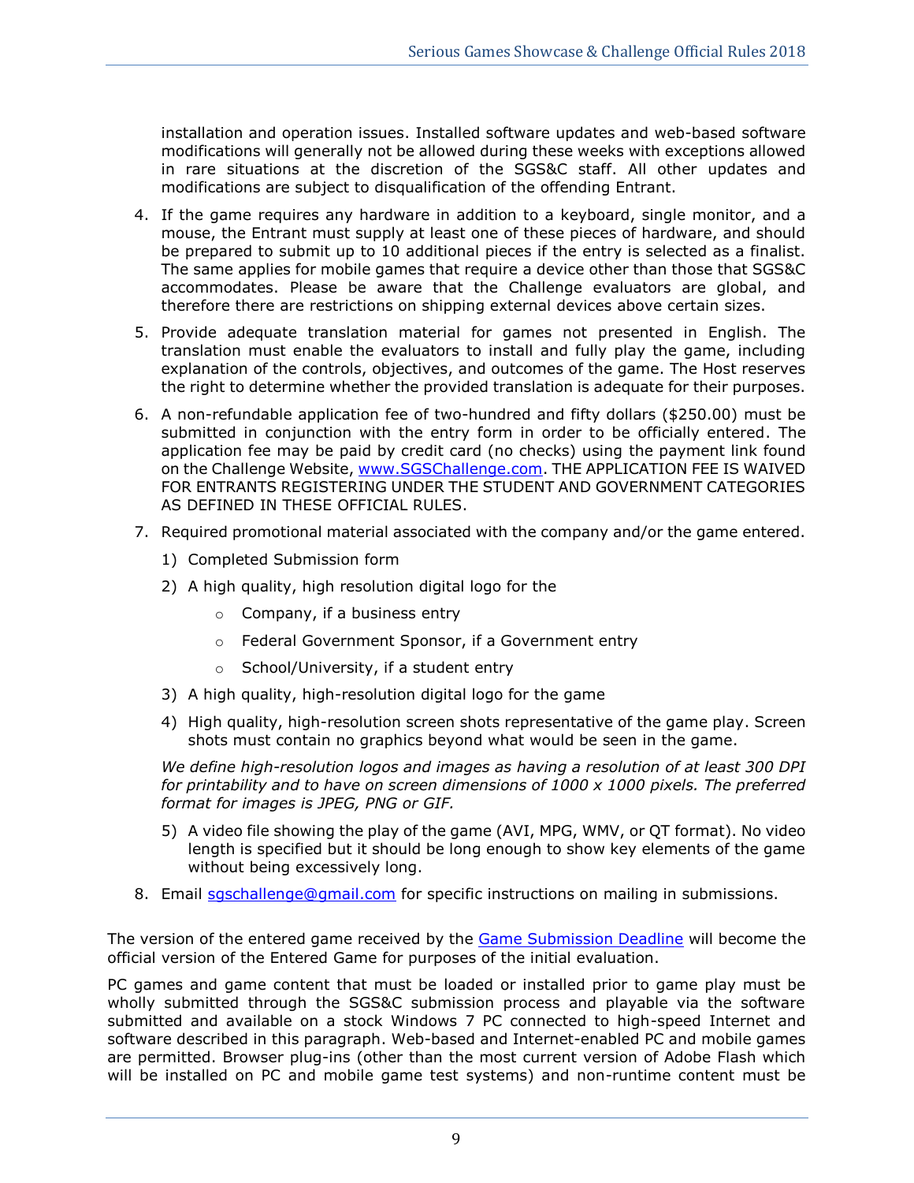installation and operation issues. Installed software updates and web-based software modifications will generally not be allowed during these weeks with exceptions allowed in rare situations at the discretion of the SGS&C staff. All other updates and modifications are subject to disqualification of the offending Entrant.

4. If the game requires any hardware in addition to a keyboard, single monitor, and a mouse, the Entrant must supply at least one of these pieces of hardware, and should be prepared to submit up to 10 additional pieces if the entry is selected as a finalist. The same applies for mobile games that require a device other than those that SGS&C accommodates. Please be aware that the Challenge evaluators are global, and therefore there are restrictions on shipping external devices above certain sizes.

5. Provide adequate translation material for games not presented in English. The translation must enable the evaluators to install and fully play the game, including explanation of the controls, objectives, and outcomes of the game. The Host reserves the right to determine whether the provided translation is adequate for their purposes.

6. A non-refundable application fee of two-hundred and fifty dollars ($250.00) must be submitted in conjunction with the entry form in order to be officially entered. The application fee may be paid by credit card (no checks) using the payment link found on the Challenge Website, [www.SGSChallenge.com](http://www.SGSChallenge.com). THE APPLICATION FEE IS WAIVED FOR ENTRANTS REGISTERING UNDER THE STUDENT AND GOVERNMENT CATEGORIES AS DEFINED IN THESE OFFICIAL RULES.

7. Required promotional material associated with the company and/or the game entered.

   1) Completed Submission form
   2) A high quality, high resolution digital logo for the
      - Company, if a business entry
      - Federal Government Sponsor, if a Government entry
      - School/University, if a student entry
   3) A high quality, high-resolution digital logo for the game
   4) High quality, high-resolution screen shots representative of the game play. Screen shots must contain no graphics beyond what would be seen in the game.

   *We define high-resolution logos and images as having a resolution of at least 300 DPI for printability and to have on screen dimensions of 1000 x 1000 pixels. The preferred format for images is JPEG, PNG or GIF.*

   5) A video file showing the play of the game (AVI, MPG, WMV, or QT format). No video length is specified but it should be long enough to show key elements of the game without being excessively long.

8. Email [sgschallenge@gmail.com](mailto:sgschallenge@gmail.com) for specific instructions on mailing in submissions.

The version of the entered game received by the Game Submission Deadline will become the official version of the Entered Game for purposes of the initial evaluation.

PC games and game content that must be loaded or installed prior to game play must be wholly submitted through the SGS&C submission process and playable via the software submitted and available on a stock Windows 7 PC connected to high-speed Internet and software described in this paragraph. Web-based and Internet-enabled PC and mobile games are permitted. Browser plug-ins (other than the most current version of Adobe Flash which will be installed on PC and mobile game test systems) and non-runtime content must be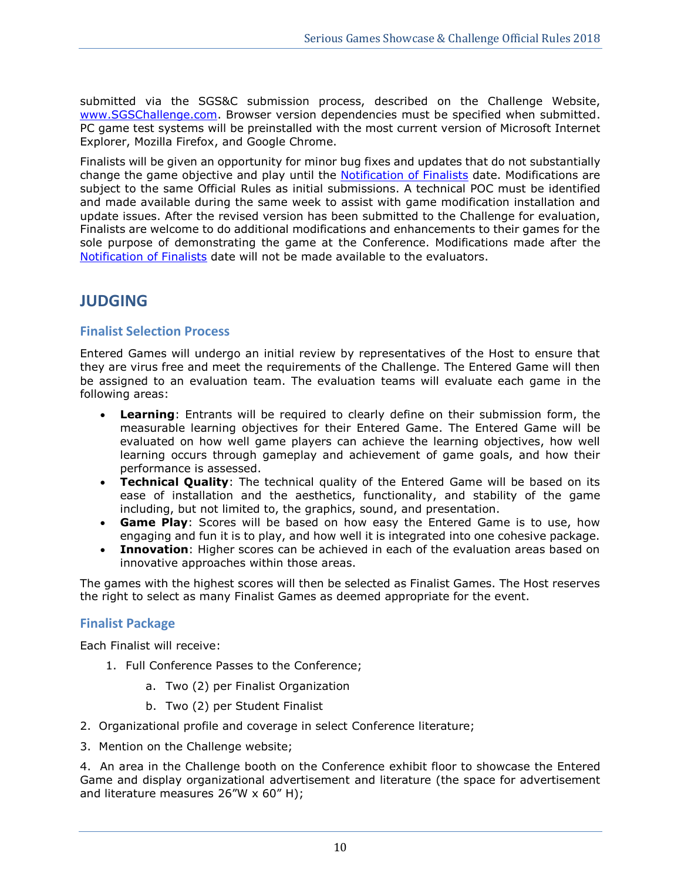submitted via the SGS&C submission process, described on the Challenge Website, [www.SGSChallenge.com](http://www.SGSChallenge.com). Browser version dependencies must be specified when submitted. PC game test systems will be preinstalled with the most current version of Microsoft Internet Explorer, Mozilla Firefox, and Google Chrome.

Finalists will be given an opportunity for minor bug fixes and updates that do not substantially change the game objective and play until the Notification of Finalists date. Modifications are subject to the same Official Rules as initial submissions. A technical POC must be identified and made available during the same week to assist with game modification installation and update issues. After the revised version has been submitted to the Challenge for evaluation, Finalists are welcome to do additional modifications and enhancements to their games for the sole purpose of demonstrating the game at the Conference. Modifications made after the Notification of Finalists date will not be made available to the evaluators.

## JUDGING

### Finalist Selection Process

Entered Games will undergo an initial review by representatives of the Host to ensure that they are virus free and meet the requirements of the Challenge. The Entered Game will then be assigned to an evaluation team. The evaluation teams will evaluate each game in the following areas:

- **Learning**: Entrants will be required to clearly define on their submission form, the measurable learning objectives for their Entered Game. The Entered Game will be evaluated on how well game players can achieve the learning objectives, how well learning occurs through gameplay and achievement of game goals, and how their performance is assessed.
- **Technical Quality**: The technical quality of the Entered Game will be based on its ease of installation and the aesthetics, functionality, and stability of the game including, but not limited to, the graphics, sound, and presentation.
- **Game Play**: Scores will be based on how easy the Entered Game is to use, how engaging and fun it is to play, and how well it is integrated into one cohesive package.
- **Innovation**: Higher scores can be achieved in each of the evaluation areas based on innovative approaches within those areas.

The games with the highest scores will then be selected as Finalist Games. The Host reserves the right to select as many Finalist Games as deemed appropriate for the event.

### Finalist Package

Each Finalist will receive:

1. Full Conference Passes to the Conference;
   a. Two (2) per Finalist Organization
   b. Two (2) per Student Finalist
2. Organizational profile and coverage in select Conference literature;
3. Mention on the Challenge website;
4. An area in the Challenge booth on the Conference exhibit floor to showcase the Entered Game and display organizational advertisement and literature (the space for advertisement and literature measures 26"W x 60" H);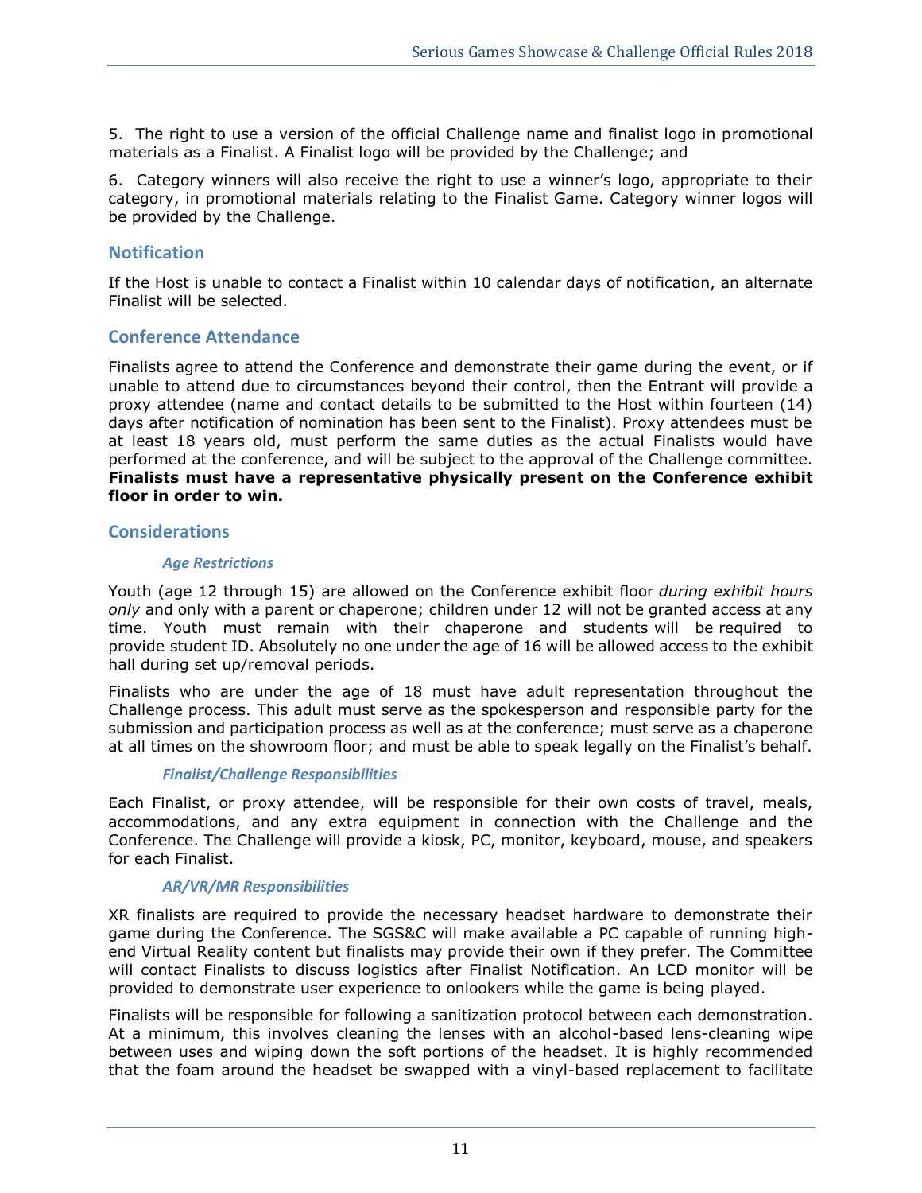5. The right to use a version of the official Challenge name and finalist logo in promotional materials as a Finalist. A Finalist logo will be provided by the Challenge; and

6. Category winners will also receive the right to use a winner's logo, appropriate to their category, in promotional materials relating to the Finalist Game. Category winner logos will be provided by the Challenge.

## Notification

If the Host is unable to contact a Finalist within 10 calendar days of notification, an alternate Finalist will be selected.

## Conference Attendance

Finalists agree to attend the Conference and demonstrate their game during the event, or if unable to attend due to circumstances beyond their control, then the Entrant will provide a proxy attendee (name and contact details to be submitted to the Host within fourteen (14) days after notification of nomination has been sent to the Finalist). Proxy attendees must be at least 18 years old, must perform the same duties as the actual Finalists would have performed at the conference, and will be subject to the approval of the Challenge committee. **Finalists must have a representative physically present on the Conference exhibit floor in order to win.**

## Considerations

### *Age Restrictions*

Youth (age 12 through 15) are allowed on the Conference exhibit floor *during exhibit hours only* and only with a parent or chaperone; children under 12 will not be granted access at any time. Youth must remain with their chaperone and students will be required to provide student ID. Absolutely no one under the age of 16 will be allowed access to the exhibit hall during set up/removal periods.

Finalists who are under the age of 18 must have adult representation throughout the Challenge process. This adult must serve as the spokesperson and responsible party for the submission and participation process as well as at the conference; must serve as a chaperone at all times on the showroom floor; and must be able to speak legally on the Finalist's behalf.

### *Finalist/Challenge Responsibilities*

Each Finalist, or proxy attendee, will be responsible for their own costs of travel, meals, accommodations, and any extra equipment in connection with the Challenge and the Conference. The Challenge will provide a kiosk, PC, monitor, keyboard, mouse, and speakers for each Finalist.

### *AR/VR/MR Responsibilities*

XR finalists are required to provide the necessary headset hardware to demonstrate their game during the Conference. The SGS&C will make available a PC capable of running high-end Virtual Reality content but finalists may provide their own if they prefer. The Committee will contact Finalists to discuss logistics after Finalist Notification. An LCD monitor will be provided to demonstrate user experience to onlookers while the game is being played.

Finalists will be responsible for following a sanitization protocol between each demonstration. At a minimum, this involves cleaning the lenses with an alcohol-based lens-cleaning wipe between uses and wiping down the soft portions of the headset. It is highly recommended that the foam around the headset be swapped with a vinyl-based replacement to facilitate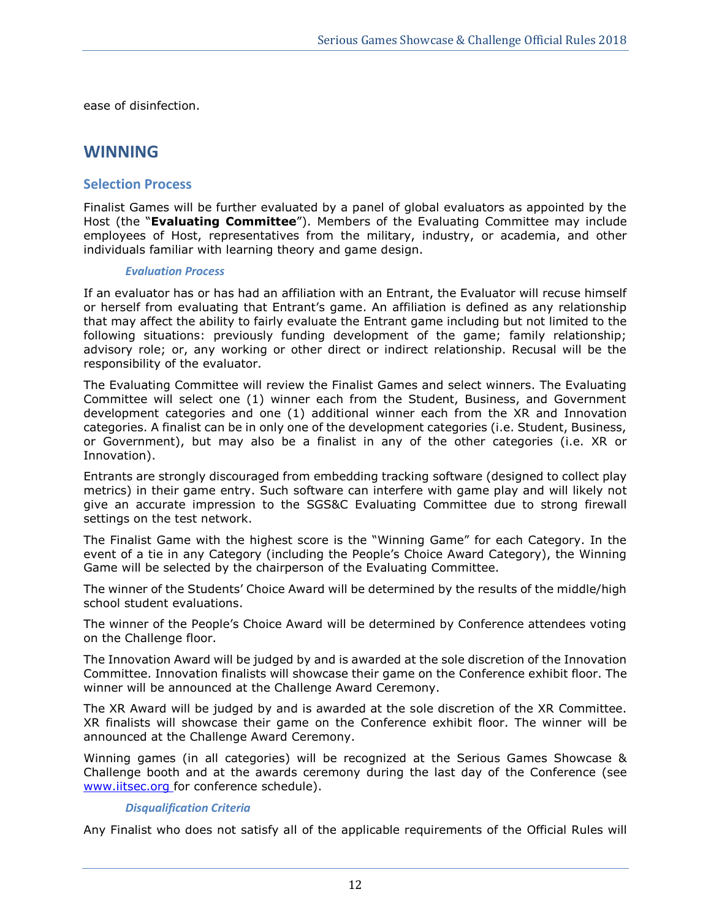ease of disinfection.

# WINNING

## Selection Process

Finalist Games will be further evaluated by a panel of global evaluators as appointed by the Host (the "**Evaluating Committee**"). Members of the Evaluating Committee may include employees of Host, representatives from the military, industry, or academia, and other individuals familiar with learning theory and game design.

### *Evaluation Process*

If an evaluator has or has had an affiliation with an Entrant, the Evaluator will recuse himself or herself from evaluating that Entrant's game. An affiliation is defined as any relationship that may affect the ability to fairly evaluate the Entrant game including but not limited to the following situations: previously funding development of the game; family relationship; advisory role; or, any working or other direct or indirect relationship. Recusal will be the responsibility of the evaluator.

The Evaluating Committee will review the Finalist Games and select winners. The Evaluating Committee will select one (1) winner each from the Student, Business, and Government development categories and one (1) additional winner each from the XR and Innovation categories. A finalist can be in only one of the development categories (i.e. Student, Business, or Government), but may also be a finalist in any of the other categories (i.e. XR or Innovation).

Entrants are strongly discouraged from embedding tracking software (designed to collect play metrics) in their game entry. Such software can interfere with game play and will likely not give an accurate impression to the SGS&C Evaluating Committee due to strong firewall settings on the test network.

The Finalist Game with the highest score is the "Winning Game" for each Category. In the event of a tie in any Category (including the People's Choice Award Category), the Winning Game will be selected by the chairperson of the Evaluating Committee.

The winner of the Students' Choice Award will be determined by the results of the middle/high school student evaluations.

The winner of the People's Choice Award will be determined by Conference attendees voting on the Challenge floor.

The Innovation Award will be judged by and is awarded at the sole discretion of the Innovation Committee. Innovation finalists will showcase their game on the Conference exhibit floor. The winner will be announced at the Challenge Award Ceremony.

The XR Award will be judged by and is awarded at the sole discretion of the XR Committee. XR finalists will showcase their game on the Conference exhibit floor. The winner will be announced at the Challenge Award Ceremony.

Winning games (in all categories) will be recognized at the Serious Games Showcase & Challenge booth and at the awards ceremony during the last day of the Conference (see [www.iitsec.org](http://www.iitsec.org) for conference schedule).

### *Disqualification Criteria*

Any Finalist who does not satisfy all of the applicable requirements of the Official Rules will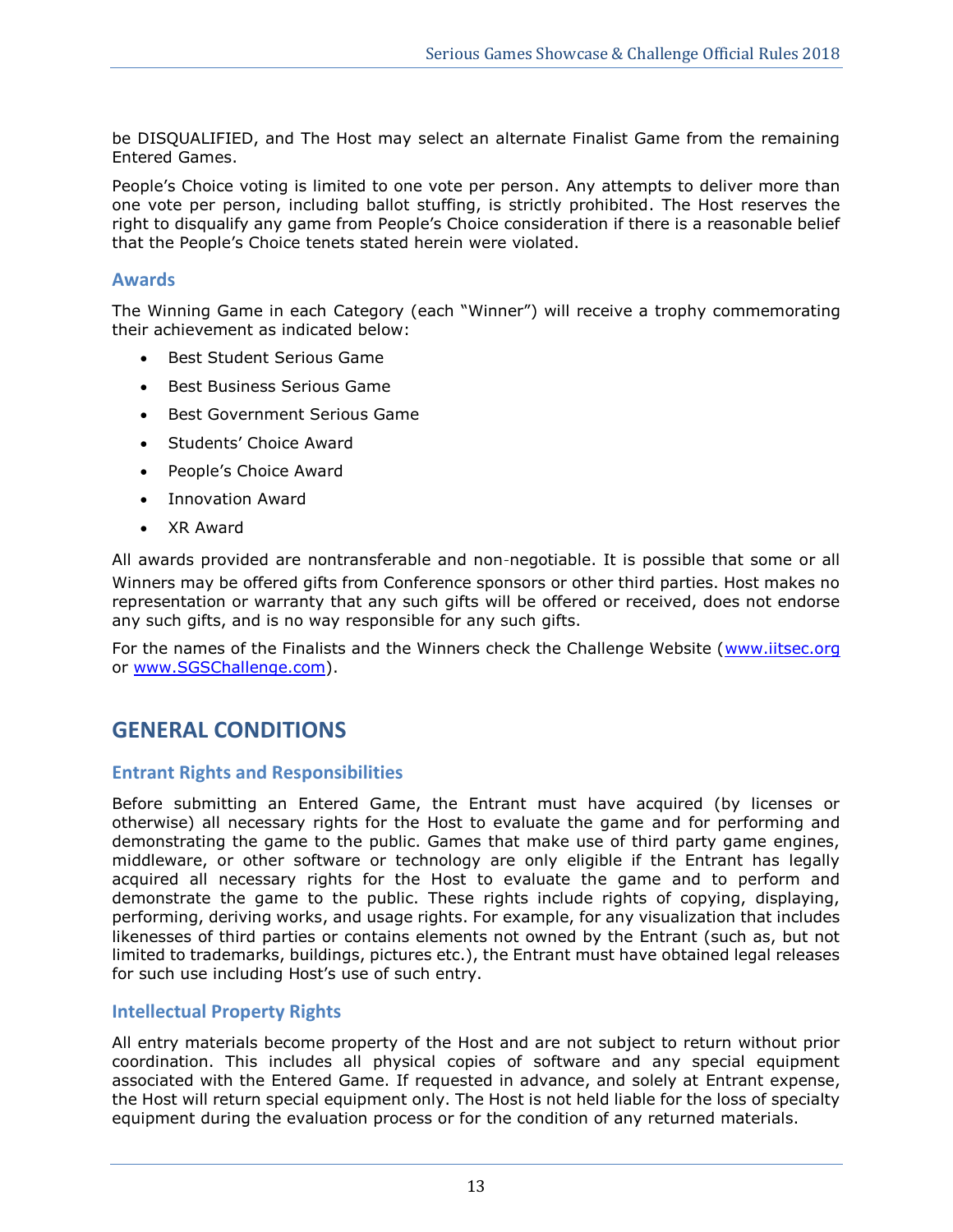be DISQUALIFIED, and The Host may select an alternate Finalist Game from the remaining Entered Games.

People's Choice voting is limited to one vote per person. Any attempts to deliver more than one vote per person, including ballot stuffing, is strictly prohibited. The Host reserves the right to disqualify any game from People's Choice consideration if there is a reasonable belief that the People's Choice tenets stated herein were violated.

### Awards

The Winning Game in each Category (each "Winner") will receive a trophy commemorating their achievement as indicated below:

- Best Student Serious Game
- Best Business Serious Game
- Best Government Serious Game
- Students' Choice Award
- People's Choice Award
- Innovation Award
- XR Award

All awards provided are nontransferable and non-negotiable. It is possible that some or all Winners may be offered gifts from Conference sponsors or other third parties. Host makes no representation or warranty that any such gifts will be offered or received, does not endorse any such gifts, and is no way responsible for any such gifts.

For the names of the Finalists and the Winners check the Challenge Website (www.iitsec.org or www.SGSChallenge.com).

## GENERAL CONDITIONS

### Entrant Rights and Responsibilities

Before submitting an Entered Game, the Entrant must have acquired (by licenses or otherwise) all necessary rights for the Host to evaluate the game and for performing and demonstrating the game to the public. Games that make use of third party game engines, middleware, or other software or technology are only eligible if the Entrant has legally acquired all necessary rights for the Host to evaluate the game and to perform and demonstrate the game to the public. These rights include rights of copying, displaying, performing, deriving works, and usage rights. For example, for any visualization that includes likenesses of third parties or contains elements not owned by the Entrant (such as, but not limited to trademarks, buildings, pictures etc.), the Entrant must have obtained legal releases for such use including Host's use of such entry.

### Intellectual Property Rights

All entry materials become property of the Host and are not subject to return without prior coordination. This includes all physical copies of software and any special equipment associated with the Entered Game. If requested in advance, and solely at Entrant expense, the Host will return special equipment only. The Host is not held liable for the loss of specialty equipment during the evaluation process or for the condition of any returned materials.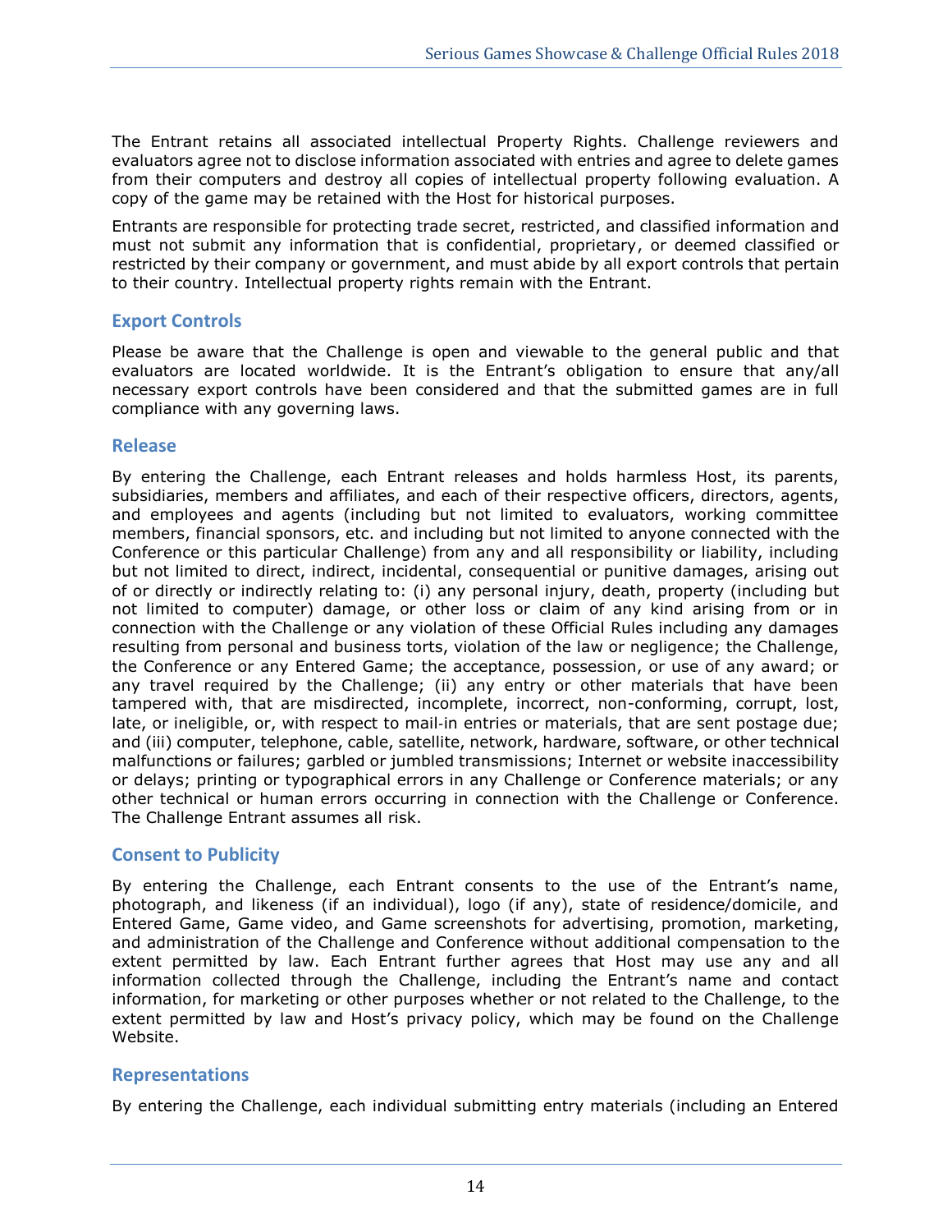The Entrant retains all associated intellectual Property Rights. Challenge reviewers and evaluators agree not to disclose information associated with entries and agree to delete games from their computers and destroy all copies of intellectual property following evaluation. A copy of the game may be retained with the Host for historical purposes.

Entrants are responsible for protecting trade secret, restricted, and classified information and must not submit any information that is confidential, proprietary, or deemed classified or restricted by their company or government, and must abide by all export controls that pertain to their country. Intellectual property rights remain with the Entrant.

## Export Controls

Please be aware that the Challenge is open and viewable to the general public and that evaluators are located worldwide. It is the Entrant's obligation to ensure that any/all necessary export controls have been considered and that the submitted games are in full compliance with any governing laws.

## Release

By entering the Challenge, each Entrant releases and holds harmless Host, its parents, subsidiaries, members and affiliates, and each of their respective officers, directors, agents, and employees and agents (including but not limited to evaluators, working committee members, financial sponsors, etc. and including but not limited to anyone connected with the Conference or this particular Challenge) from any and all responsibility or liability, including but not limited to direct, indirect, incidental, consequential or punitive damages, arising out of or directly or indirectly relating to: (i) any personal injury, death, property (including but not limited to computer) damage, or other loss or claim of any kind arising from or in connection with the Challenge or any violation of these Official Rules including any damages resulting from personal and business torts, violation of the law or negligence; the Challenge, the Conference or any Entered Game; the acceptance, possession, or use of any award; or any travel required by the Challenge; (ii) any entry or other materials that have been tampered with, that are misdirected, incomplete, incorrect, non-conforming, corrupt, lost, late, or ineligible, or, with respect to mail-in entries or materials, that are sent postage due; and (iii) computer, telephone, cable, satellite, network, hardware, software, or other technical malfunctions or failures; garbled or jumbled transmissions; Internet or website inaccessibility or delays; printing or typographical errors in any Challenge or Conference materials; or any other technical or human errors occurring in connection with the Challenge or Conference. The Challenge Entrant assumes all risk.

## Consent to Publicity

By entering the Challenge, each Entrant consents to the use of the Entrant's name, photograph, and likeness (if an individual), logo (if any), state of residence/domicile, and Entered Game, Game video, and Game screenshots for advertising, promotion, marketing, and administration of the Challenge and Conference without additional compensation to the extent permitted by law. Each Entrant further agrees that Host may use any and all information collected through the Challenge, including the Entrant's name and contact information, for marketing or other purposes whether or not related to the Challenge, to the extent permitted by law and Host's privacy policy, which may be found on the Challenge Website.

## Representations

By entering the Challenge, each individual submitting entry materials (including an Entered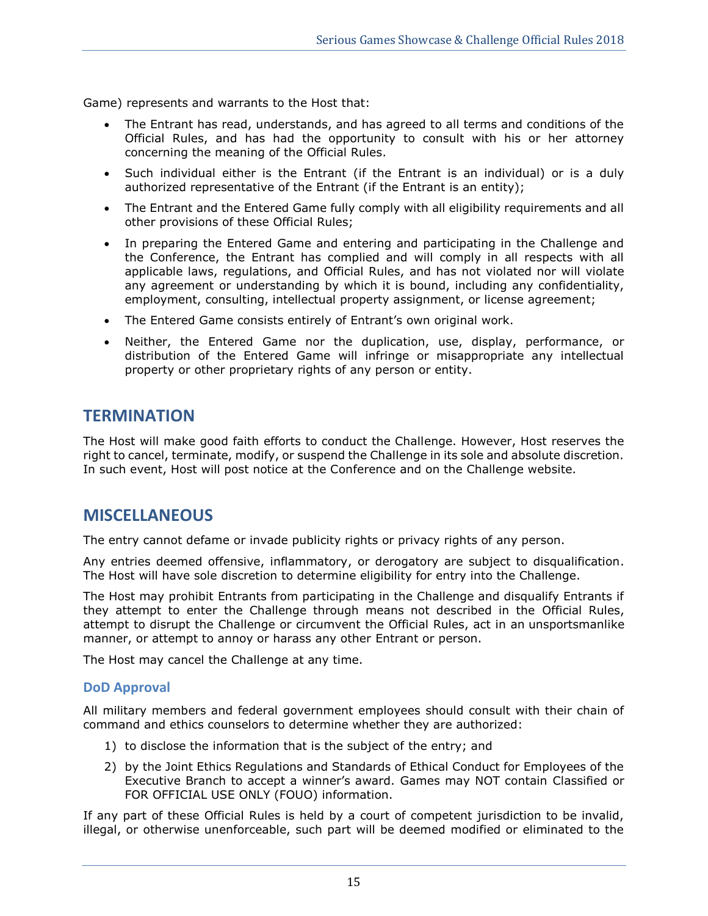Game) represents and warrants to the Host that:

- The Entrant has read, understands, and has agreed to all terms and conditions of the Official Rules, and has had the opportunity to consult with his or her attorney concerning the meaning of the Official Rules.
- Such individual either is the Entrant (if the Entrant is an individual) or is a duly authorized representative of the Entrant (if the Entrant is an entity);
- The Entrant and the Entered Game fully comply with all eligibility requirements and all other provisions of these Official Rules;
- In preparing the Entered Game and entering and participating in the Challenge and the Conference, the Entrant has complied and will comply in all respects with all applicable laws, regulations, and Official Rules, and has not violated nor will violate any agreement or understanding by which it is bound, including any confidentiality, employment, consulting, intellectual property assignment, or license agreement;
- The Entered Game consists entirely of Entrant's own original work.
- Neither, the Entered Game nor the duplication, use, display, performance, or distribution of the Entered Game will infringe or misappropriate any intellectual property or other proprietary rights of any person or entity.

## TERMINATION

The Host will make good faith efforts to conduct the Challenge. However, Host reserves the right to cancel, terminate, modify, or suspend the Challenge in its sole and absolute discretion. In such event, Host will post notice at the Conference and on the Challenge website.

## MISCELLANEOUS

The entry cannot defame or invade publicity rights or privacy rights of any person.

Any entries deemed offensive, inflammatory, or derogatory are subject to disqualification. The Host will have sole discretion to determine eligibility for entry into the Challenge.

The Host may prohibit Entrants from participating in the Challenge and disqualify Entrants if they attempt to enter the Challenge through means not described in the Official Rules, attempt to disrupt the Challenge or circumvent the Official Rules, act in an unsportsmanlike manner, or attempt to annoy or harass any other Entrant or person.

The Host may cancel the Challenge at any time.

### DoD Approval

All military members and federal government employees should consult with their chain of command and ethics counselors to determine whether they are authorized:

1) to disclose the information that is the subject of the entry; and
2) by the Joint Ethics Regulations and Standards of Ethical Conduct for Employees of the Executive Branch to accept a winner's award. Games may NOT contain Classified or FOR OFFICIAL USE ONLY (FOUO) information.

If any part of these Official Rules is held by a court of competent jurisdiction to be invalid, illegal, or otherwise unenforceable, such part will be deemed modified or eliminated to the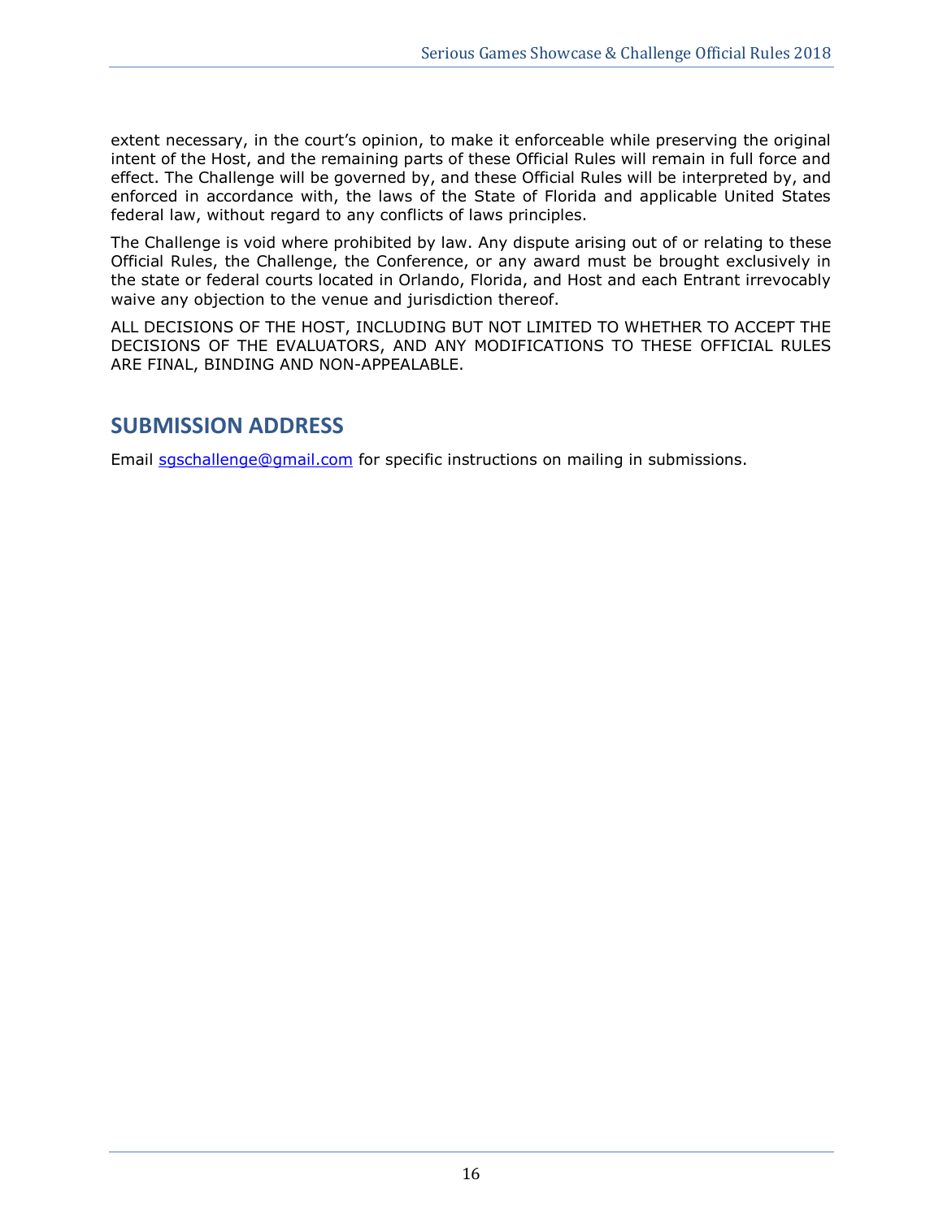extent necessary, in the court's opinion, to make it enforceable while preserving the original intent of the Host, and the remaining parts of these Official Rules will remain in full force and effect. The Challenge will be governed by, and these Official Rules will be interpreted by, and enforced in accordance with, the laws of the State of Florida and applicable United States federal law, without regard to any conflicts of laws principles.

The Challenge is void where prohibited by law. Any dispute arising out of or relating to these Official Rules, the Challenge, the Conference, or any award must be brought exclusively in the state or federal courts located in Orlando, Florida, and Host and each Entrant irrevocably waive any objection to the venue and jurisdiction thereof.

ALL DECISIONS OF THE HOST, INCLUDING BUT NOT LIMITED TO WHETHER TO ACCEPT THE DECISIONS OF THE EVALUATORS, AND ANY MODIFICATIONS TO THESE OFFICIAL RULES ARE FINAL, BINDING AND NON-APPEALABLE.

## SUBMISSION ADDRESS

Email sgschallenge@gmail.com for specific instructions on mailing in submissions.